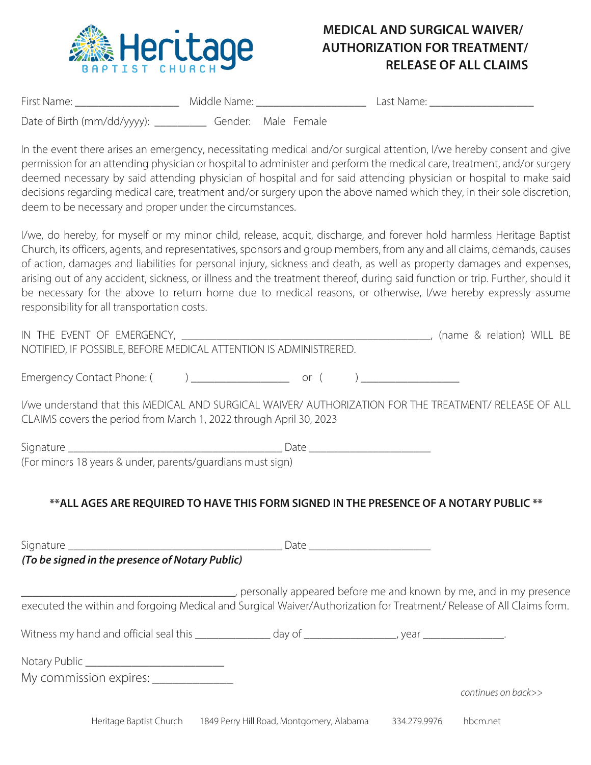Heritage BAPTIST CHURCH

# MEDICAL AND SURGICAL WAIVER/ AUTHORIZATION FOR TREATMENT/ RELEASE OF ALL CLAIMS

First Name: ____________________ Middle Name: ____________________ Last Name: ____________________

Date of Birth (mm/dd/yyyy): __________ Gender: Male Female

In the event there arises an emergency, necessitating medical and/or surgical attention, I/we hereby consent and give permission for an attending physician or hospital to administer and perform the medical care, treatment, and/or surgery deemed necessary by said attending physician of hospital and for said attending physician or hospital to make said decisions regarding medical care, treatment and/or surgery upon the above named which they, in their sole discretion, deem to be necessary and proper under the circumstances.

I/we, do hereby, for myself or my minor child, release, acquit, discharge, and forever hold harmless Heritage Baptist Church, its officers, agents, and representatives, sponsors and group members, from any and all claims, demands, causes of action, damages and liabilities for personal injury, sickness and death, as well as property damages and expenses, arising out of any accident, sickness, or illness and the treatment thereof, during said function or trip. Further, should it be necessary for the above to return home due to medical reasons, or otherwise, I/we hereby expressly assume responsibility for all transportation costs.

IN THE EVENT OF EMERGENCY, ________________________________________________, (name & relation) WILL BE NOTIFIED, IF POSSIBLE, BEFORE MEDICAL ATTENTION IS ADMINISTRERED.

Emergency Contact Phone: (     ) __________________ or (     ) __________________

I/we understand that this MEDICAL AND SURGICAL WAIVER/ AUTHORIZATION FOR THE TREATMENT/ RELEASE OF ALL CLAIMS covers the period from March 1, 2022 through April 30, 2023

Signature __________________________________________ Date _______________________
(For minors 18 years & under, parents/guardians must sign)

**\*\*ALL AGES ARE REQUIRED TO HAVE THIS FORM SIGNED IN THE PRESENCE OF A NOTARY PUBLIC \*\***

Signature __________________________________________ Date _______________________
***(To be signed in the presence of Notary Public)***

________________________________________, personally appeared before me and known by me, and in my presence executed the within and forgoing Medical and Surgical Waiver/Authorization for Treatment/ Release of All Claims form.

Witness my hand and official seal this ______________ day of _________________, year _______________.

Notary Public _________________________
My commission expires: ______________

*continues on back>>*

Heritage Baptist Church 1849 Perry Hill Road, Montgomery, Alabama 334.279.9976 hbcm.net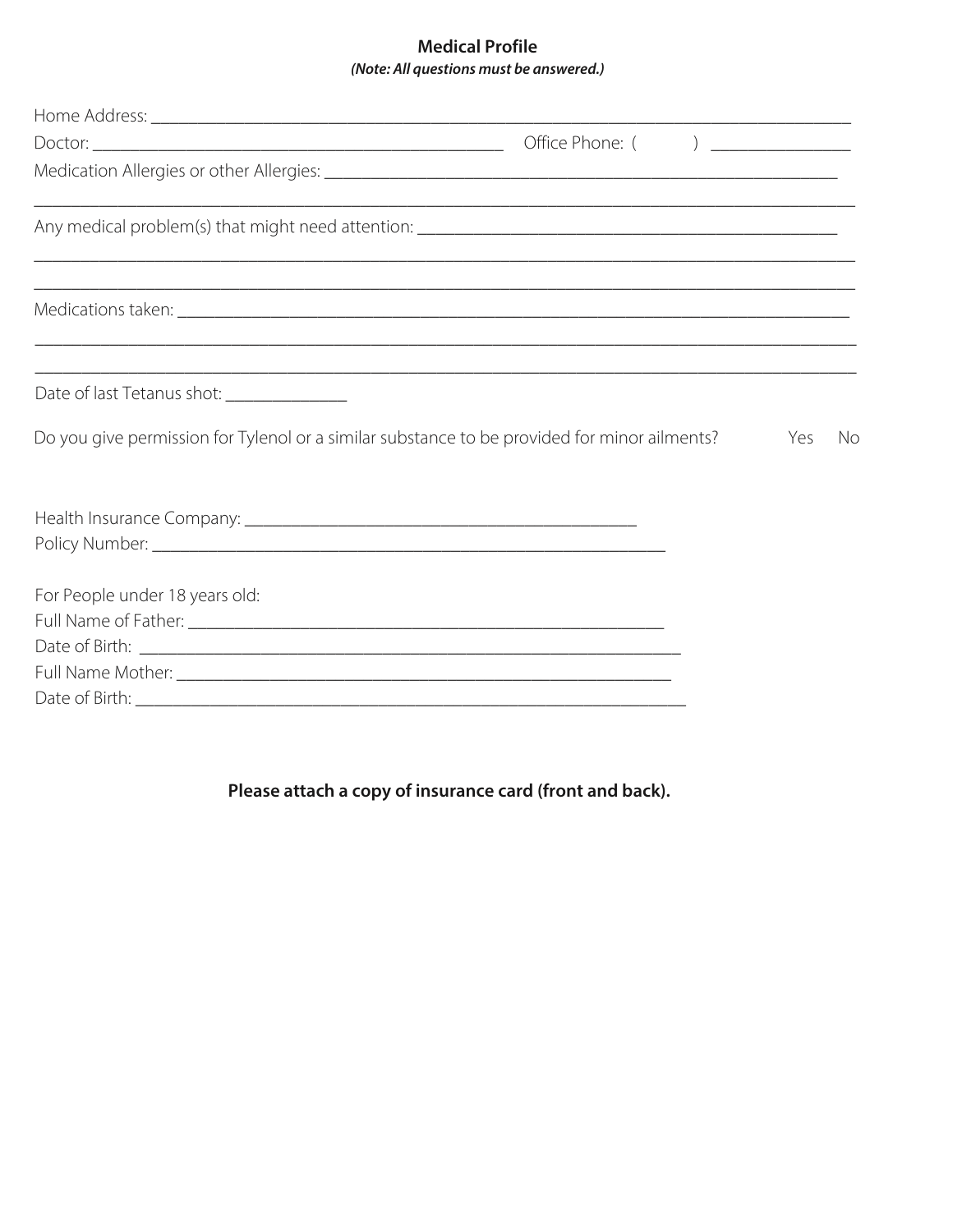## Medical Profile

***(Note: All questions must be answered.)***

Home Address: ___________________________________________________________________________

Doctor: ____________________________________________ Office Phone: ( ) _______________

Medication Allergies or other Allergies: _______________________________________________________

_____________________________________________________________________________________

Any medical problem(s) that might need attention: ____________________________________________

_____________________________________________________________________________________

_____________________________________________________________________________________

Medications taken: __________________________________________________________________

_____________________________________________________________________________________

_____________________________________________________________________________________

Date of last Tetanus shot: _____________

Do you give permission for Tylenol or a similar substance to be provided for minor ailments? Yes No

Health Insurance Company: ________________________________________

Policy Number: _______________________________________________________

For People under 18 years old:

Full Name of Father: ____________________________________________________

Date of Birth: ___________________________________________________________

Full Name Mother: _____________________________________________________

Date of Birth: ____________________________________________________________

**Please attach a copy of insurance card (front and back).**